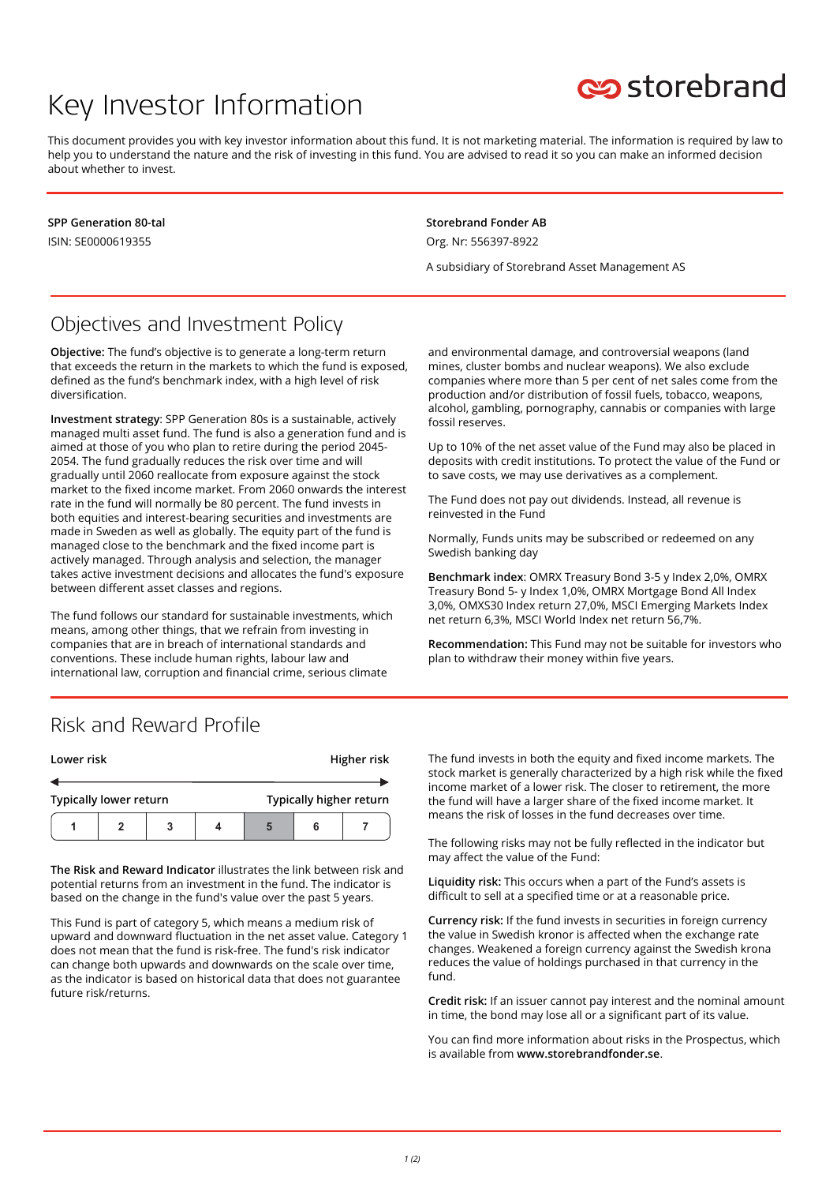# Key Investor Information

This document provides you with key investor information about this fund. It is not marketing material. The information is required by law to help you to understand the nature and the risk of investing in this fund. You are advised to read it so you can make an informed decision about whether to invest.

**SPP Generation 80-tal**

ISIN: SE0000619355

**Storebrand Fonder AB**

Org. Nr: 556397-8922

A subsidiary of Storebrand Asset Management AS

## Objectives and Investment Policy

**Objective:** The fund's objective is to generate a long-term return that exceeds the return in the markets to which the fund is exposed, defined as the fund's benchmark index, with a high level of risk diversification.

**Investment strategy**: SPP Generation 80s is a sustainable, actively managed multi asset fund. The fund is also a generation fund and is aimed at those of you who plan to retire during the period 2045-2054. The fund gradually reduces the risk over time and will gradually until 2060 reallocate from exposure against the stock market to the fixed income market. From 2060 onwards the interest rate in the fund will normally be 80 percent. The fund invests in both equities and interest-bearing securities and investments are made in Sweden as well as globally. The equity part of the fund is managed close to the benchmark and the fixed income part is actively managed. Through analysis and selection, the manager takes active investment decisions and allocates the fund's exposure between different asset classes and regions.

The fund follows our standard for sustainable investments, which means, among other things, that we refrain from investing in companies that are in breach of international standards and conventions. These include human rights, labour law and international law, corruption and financial crime, serious climate and environmental damage, and controversial weapons (land mines, cluster bombs and nuclear weapons). We also exclude companies where more than 5 per cent of net sales come from the production and/or distribution of fossil fuels, tobacco, weapons, alcohol, gambling, pornography, cannabis or companies with large fossil reserves.

Up to 10% of the net asset value of the Fund may also be placed in deposits with credit institutions. To protect the value of the Fund or to save costs, we may use derivatives as a complement.

The Fund does not pay out dividends. Instead, all revenue is reinvested in the Fund

Normally, Funds units may be subscribed or redeemed on any Swedish banking day

**Benchmark index**: OMRX Treasury Bond 3-5 y Index 2,0%, OMRX Treasury Bond 5- y Index 1,0%, OMRX Mortgage Bond All Index 3,0%, OMXS30 Index return 27,0%, MSCI Emerging Markets Index net return 6,3%, MSCI World Index net return 56,7%.

**Recommendation:** This Fund may not be suitable for investors who plan to withdraw their money within five years.

## Risk and Reward Profile

| **Lower risk** | | | | | | **Higher risk** |
|---|---|---|---|---|---|---|
| **Typically lower return** | | | | | | **Typically higher return** |
| 1 | 2 | 3 | 4 | **5** | 6 | 7 |

**The Risk and Reward Indicator** illustrates the link between risk and potential returns from an investment in the fund. The indicator is based on the change in the fund's value over the past 5 years.

This Fund is part of category 5, which means a medium risk of upward and downward fluctuation in the net asset value. Category 1 does not mean that the fund is risk-free. The fund's risk indicator can change both upwards and downwards on the scale over time, as the indicator is based on historical data that does not guarantee future risk/returns.

The fund invests in both the equity and fixed income markets. The stock market is generally characterized by a high risk while the fixed income market of a lower risk. The closer to retirement, the more the fund will have a larger share of the fixed income market. It means the risk of losses in the fund decreases over time.

The following risks may not be fully reflected in the indicator but may affect the value of the Fund:

**Liquidity risk:** This occurs when a part of the Fund's assets is difficult to sell at a specified time or at a reasonable price.

**Currency risk:** If the fund invests in securities in foreign currency the value in Swedish kronor is affected when the exchange rate changes. Weakened a foreign currency against the Swedish krona reduces the value of holdings purchased in that currency in the fund.

**Credit risk:** If an issuer cannot pay interest and the nominal amount in time, the bond may lose all or a significant part of its value.

You can find more information about risks in the Prospectus, which is available from **www.storebrandfonder.se**.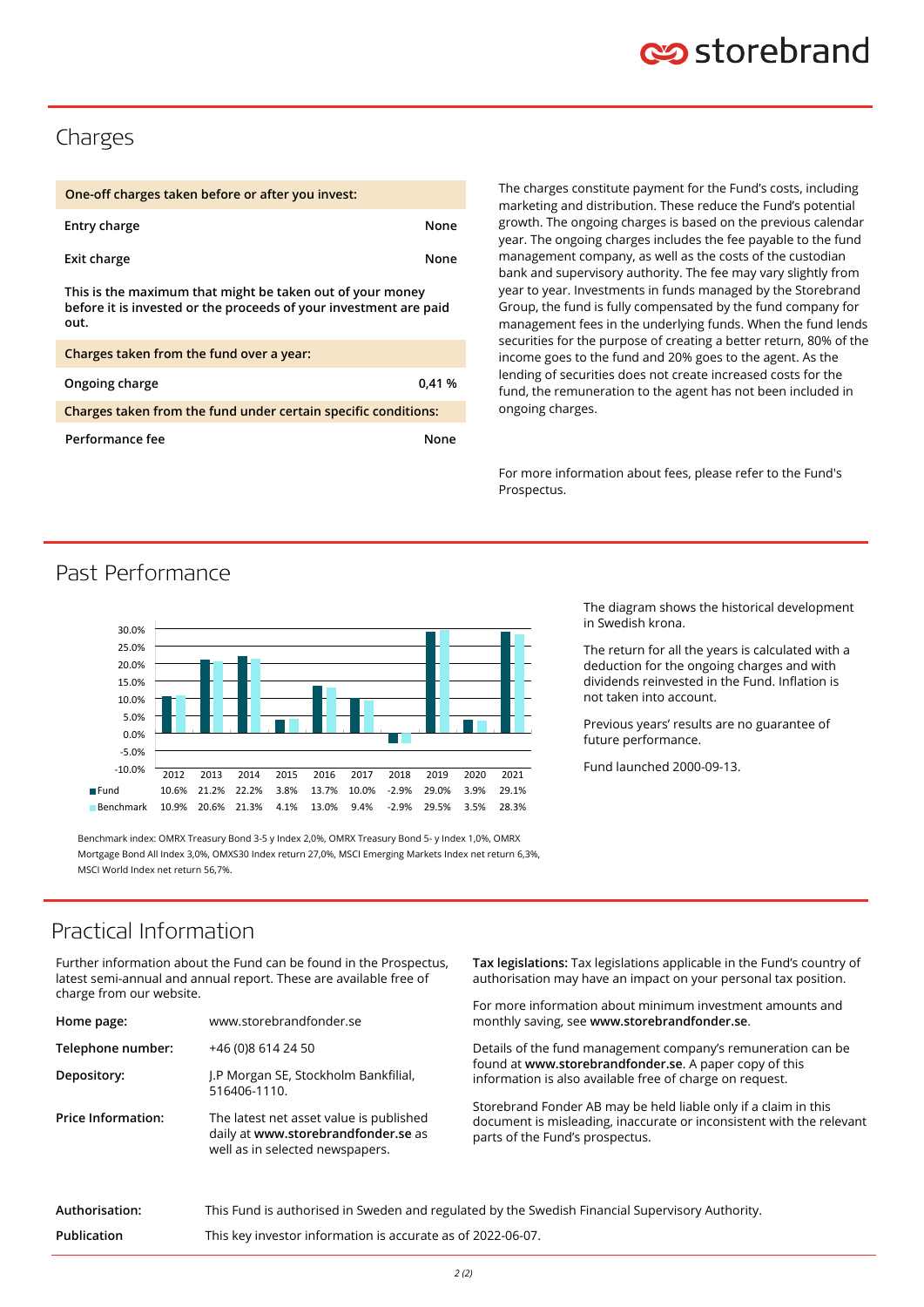## Charges

| | |
|---|---|
| **One-off charges taken before or after you invest:** | |
| **Entry charge** | **None** |
| **Exit charge** | **None** |
| **This is the maximum that might be taken out of your money before it is invested or the proceeds of your investment are paid out.** | |
| **Charges taken from the fund over a year:** | |
| **Ongoing charge** | **0,41 %** |
| **Charges taken from the fund under certain specific conditions:** | |
| **Performance fee** | **None** |

The charges constitute payment for the Fund's costs, including marketing and distribution. These reduce the Fund's potential growth. The ongoing charges is based on the previous calendar year. The ongoing charges includes the fee payable to the fund management company, as well as the costs of the custodian bank and supervisory authority. The fee may vary slightly from year to year. Investments in funds managed by the Storebrand Group, the fund is fully compensated by the fund company for management fees in the underlying funds. When the fund lends securities for the purpose of creating a better return, 80% of the income goes to the fund and 20% goes to the agent. As the lending of securities does not create increased costs for the fund, the remuneration to the agent has not been included in ongoing charges.

For more information about fees, please refer to the Fund's Prospectus.

## Past Performance

30.0%
25.0%
20.0%
15.0%
10.0%
5.0%
0.0%
-5.0%
-10.0%

2012 2013 2014 2015 2016 2017 2018 2019 2020 2021

Fund 10.6% 21.2% 22.2% 3.8% 13.7% 10.0% -2.9% 29.0% 3.9% 29.1%

Benchmark 10.9% 20.6% 21.3% 4.1% 13.0% 9.4% -2.9% 29.5% 3.5% 28.3%

Benchmark index: OMRX Treasury Bond 3-5 y Index 2,0%, OMRX Treasury Bond 5- y Index 1,0%, OMRX Mortgage Bond All Index 3,0%, OMXS30 Index return 27,0%, MSCI Emerging Markets Index net return 6,3%, MSCI World Index net return 56,7%.

The diagram shows the historical development in Swedish krona.

The return for all the years is calculated with a deduction for the ongoing charges and with dividends reinvested in the Fund. Inflation is not taken into account.

Previous years' results are no guarantee of future performance.

Fund launched 2000-09-13.

## Practical Information

Further information about the Fund can be found in the Prospectus, latest semi-annual and annual report. These are available free of charge from our website.

| | |
|---|---|
| **Home page:** | www.storebrandfonder.se |
| **Telephone number:** | +46 (0)8 614 24 50 |
| **Depository:** | J.P Morgan SE, Stockholm Bankfilial, 516406-1110. |
| **Price Information:** | The latest net asset value is published daily at **www.storebrandfonder.se** as well as in selected newspapers. |

**Tax legislations:** Tax legislations applicable in the Fund's country of authorisation may have an impact on your personal tax position.

For more information about minimum investment amounts and monthly saving, see **www.storebrandfonder.se**.

Details of the fund management company's remuneration can be found at **www.storebrandfonder.se**. A paper copy of this information is also available free of charge on request.

Storebrand Fonder AB may be held liable only if a claim in this document is misleading, inaccurate or inconsistent with the relevant parts of the Fund's prospectus.

| | |
|---|---|
| **Authorisation:** | This Fund is authorised in Sweden and regulated by the Swedish Financial Supervisory Authority. |
| **Publication** | This key investor information is accurate as of 2022-06-07. |